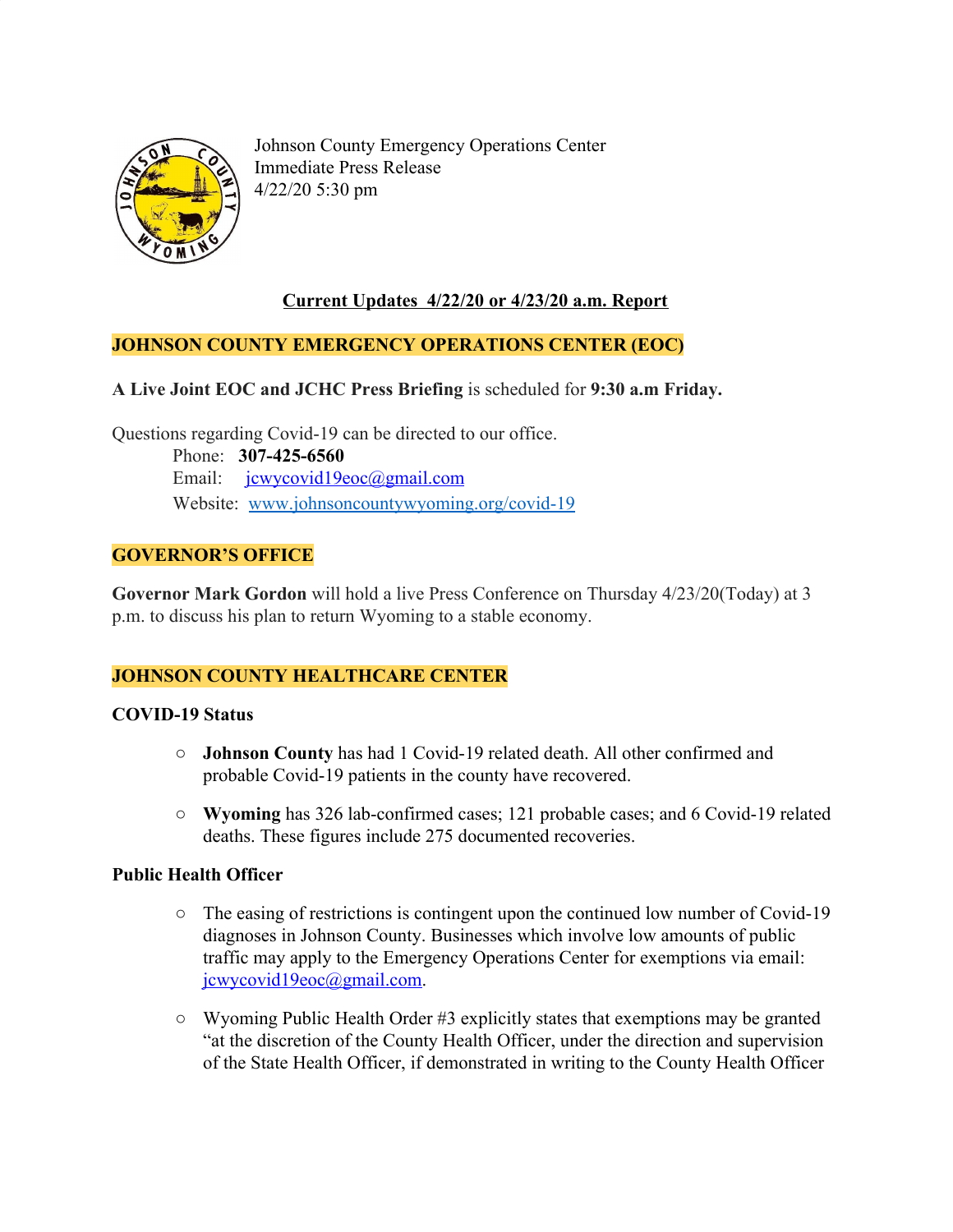Johnson County Emergency Operations Center
Immediate Press Release
4/22/20 5:30 pm

## Current Updates 4/22/20 or 4/23/20 a.m. Report

### JOHNSON COUNTY EMERGENCY OPERATIONS CENTER (EOC)

**A Live Joint EOC and JCHC Press Briefing** is scheduled for **9:30 a.m Friday.**

Questions regarding Covid-19 can be directed to our office.

Phone: **307-425-6560**
Email: jcwycovid19eoc@gmail.com
Website: www.johnsoncountywyoming.org/covid-19

### GOVERNOR'S OFFICE

**Governor Mark Gordon** will hold a live Press Conference on Thursday 4/23/20(Today) at 3 p.m. to discuss his plan to return Wyoming to a stable economy.

### JOHNSON COUNTY HEALTHCARE CENTER

**COVID-19 Status**

- **Johnson County** has had 1 Covid-19 related death. All other confirmed and probable Covid-19 patients in the county have recovered.
- **Wyoming** has 326 lab-confirmed cases; 121 probable cases; and 6 Covid-19 related deaths. These figures include 275 documented recoveries.

**Public Health Officer**

- The easing of restrictions is contingent upon the continued low number of Covid-19 diagnoses in Johnson County. Businesses which involve low amounts of public traffic may apply to the Emergency Operations Center for exemptions via email: jcwycovid19eoc@gmail.com.
- Wyoming Public Health Order #3 explicitly states that exemptions may be granted "at the discretion of the County Health Officer, under the direction and supervision of the State Health Officer, if demonstrated in writing to the County Health Officer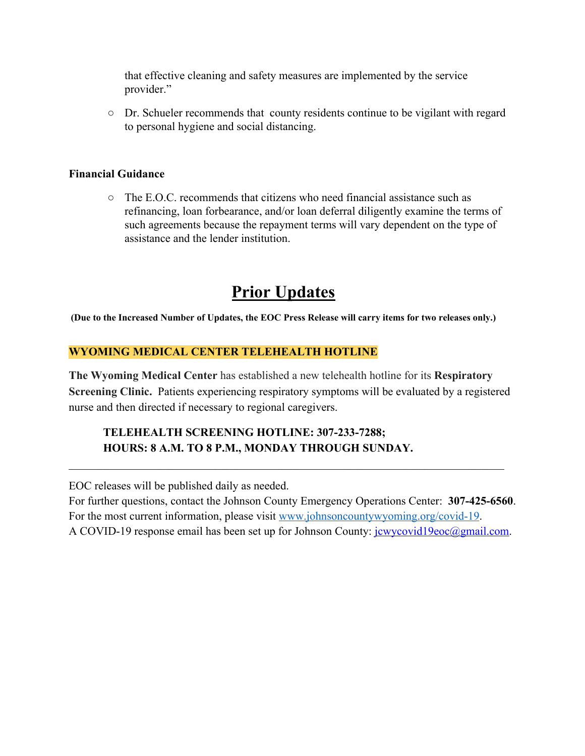that effective cleaning and safety measures are implemented by the service provider."

- Dr. Schueler recommends that county residents continue to be vigilant with regard to personal hygiene and social distancing.

**Financial Guidance**

- The E.O.C. recommends that citizens who need financial assistance such as refinancing, loan forbearance, and/or loan deferral diligently examine the terms of such agreements because the repayment terms will vary dependent on the type of assistance and the lender institution.

# Prior Updates

**(Due to the Increased Number of Updates, the EOC Press Release will carry items for two releases only.)**

**WYOMING MEDICAL CENTER TELEHEALTH HOTLINE**

**The Wyoming Medical Center** has established a new telehealth hotline for its **Respiratory Screening Clinic.** Patients experiencing respiratory symptoms will be evaluated by a registered nurse and then directed if necessary to regional caregivers.

**TELEHEALTH SCREENING HOTLINE: 307-233-7288;**
**HOURS: 8 A.M. TO 8 P.M., MONDAY THROUGH SUNDAY.**

---

EOC releases will be published daily as needed.
For further questions, contact the Johnson County Emergency Operations Center: **307-425-6560**.
For the most current information, please visit www.johnsoncountywyoming.org/covid-19.
A COVID-19 response email has been set up for Johnson County: jcwycovid19eoc@gmail.com.